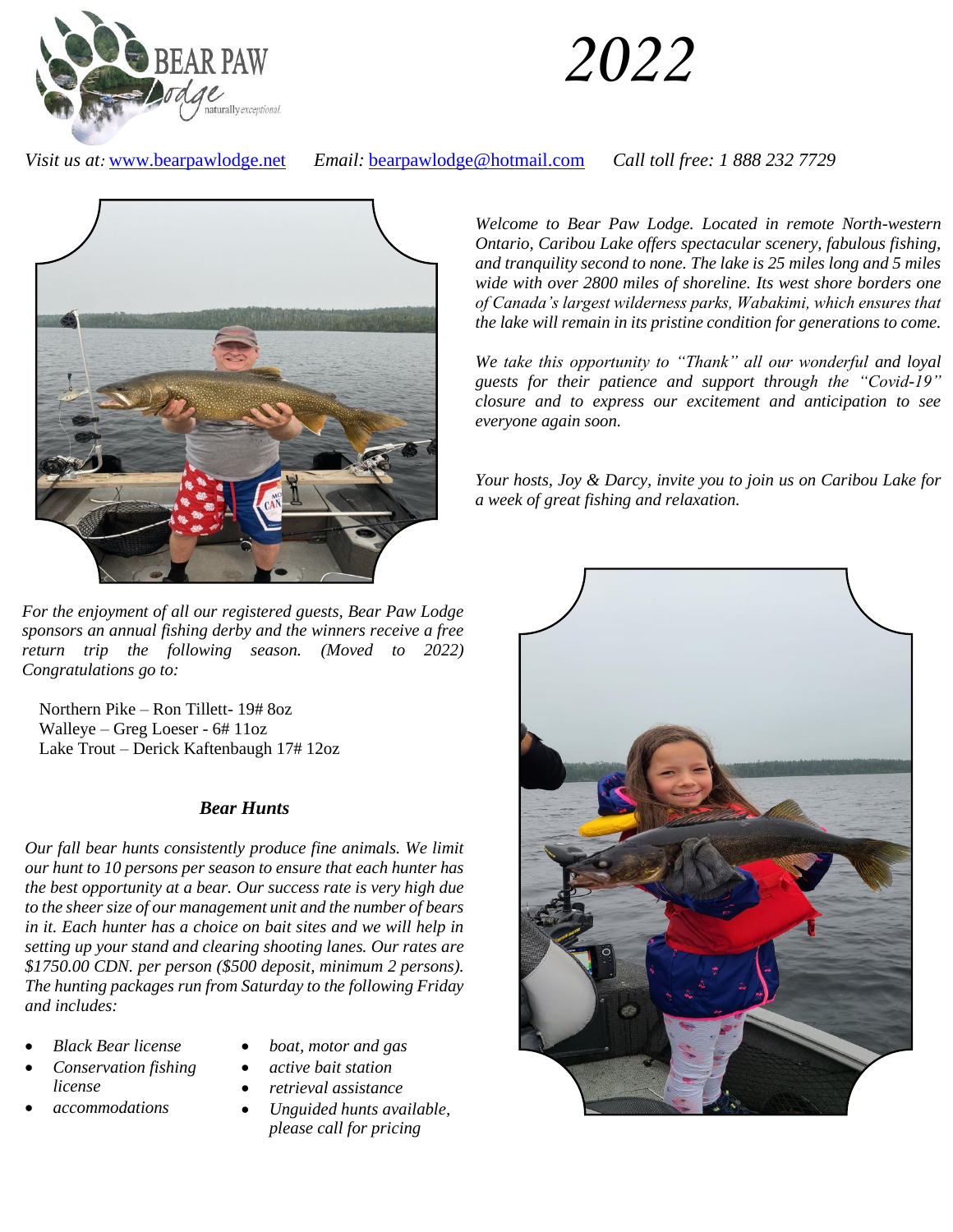BEAR PAW Lodge naturally exceptional.

# 2022

*Visit us at:* www.bearpawlodge.net *Email:* bearpawlodge@hotmail.com *Call toll free: 1 888 232 7729*

*Welcome to Bear Paw Lodge. Located in remote North-western Ontario, Caribou Lake offers spectacular scenery, fabulous fishing, and tranquility second to none. The lake is 25 miles long and 5 miles wide with over 2800 miles of shoreline. Its west shore borders one of Canada's largest wilderness parks, Wabakimi, which ensures that the lake will remain in its pristine condition for generations to come.*

*We take this opportunity to "Thank" all our wonderful and loyal guests for their patience and support through the "Covid-19" closure and to express our excitement and anticipation to see everyone again soon.*

*Your hosts, Joy & Darcy, invite you to join us on Caribou Lake for a week of great fishing and relaxation.*

*For the enjoyment of all our registered guests, Bear Paw Lodge sponsors an annual fishing derby and the winners receive a free return trip the following season. (Moved to 2022) Congratulations go to:*

Northern Pike – Ron Tillett- 19# 8oz
Walleye – Greg Loeser - 6# 11oz
Lake Trout – Derick Kaftenbaugh 17# 12oz

### *Bear Hunts*

*Our fall bear hunts consistently produce fine animals. We limit our hunt to 10 persons per season to ensure that each hunter has the best opportunity at a bear. Our success rate is very high due to the sheer size of our management unit and the number of bears in it. Each hunter has a choice on bait sites and we will help in setting up your stand and clearing shooting lanes. Our rates are $1750.00 CDN. per person ($500 deposit, minimum 2 persons). The hunting packages run from Saturday to the following Friday and includes:*

- *Black Bear license*
- *Conservation fishing license*
- *accommodations*
- *boat, motor and gas*
- *active bait station*
- *retrieval assistance*
- *Unguided hunts available, please call for pricing*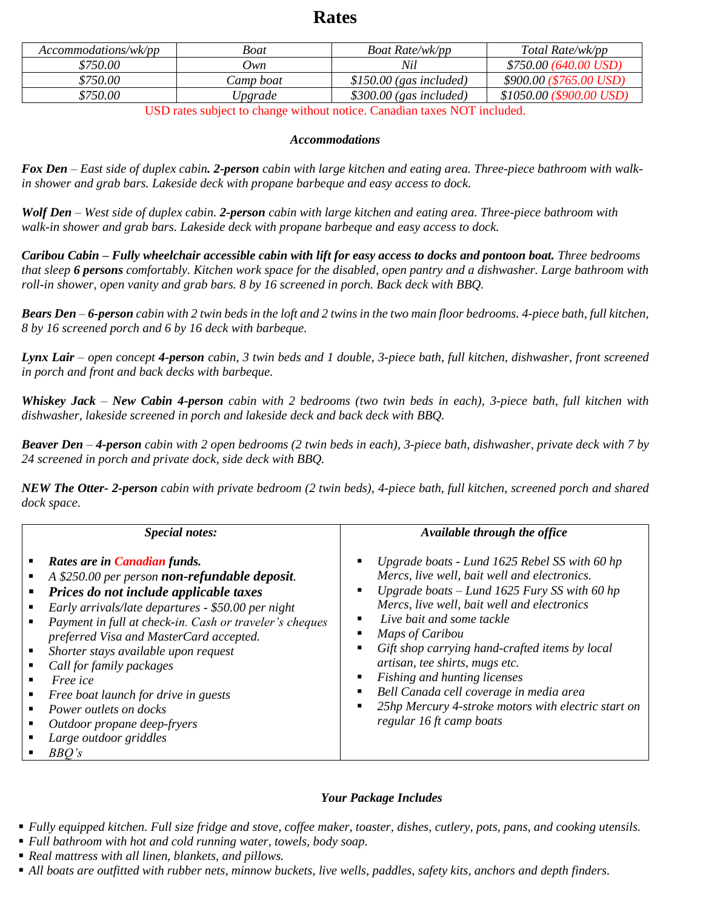# Rates

| *Accommodations/wk/pp* | *Boat* | *Boat Rate/wk/pp* | *Total Rate/wk/pp* |
|---|---|---|---|
| *$750.00* | *Own* | *Nil* | *$750.00 (640.00 USD)* |
| *$750.00* | *Camp boat* | *$150.00 (gas included)* | *$900.00 ($765.00 USD)* |
| *$750.00* | *Upgrade* | *$300.00 (gas included)* | *$1050.00 ($900.00 USD)* |

USD rates subject to change without notice. Canadian taxes NOT included.

### *Accommodations*

***Fox Den*** *– East side of duplex cabin.* ***2-person*** *cabin with large kitchen and eating area. Three-piece bathroom with walk-in shower and grab bars. Lakeside deck with propane barbeque and easy access to dock.*

***Wolf Den*** *– West side of duplex cabin.* ***2-person*** *cabin with large kitchen and eating area. Three-piece bathroom with walk-in shower and grab bars. Lakeside deck with propane barbeque and easy access to dock.*

***Caribou Cabin – Fully wheelchair accessible cabin with lift for easy access to docks and pontoon boat.*** *Three bedrooms that sleep* ***6 persons*** *comfortably. Kitchen work space for the disabled, open pantry and a dishwasher. Large bathroom with roll-in shower, open vanity and grab bars. 8 by 16 screened in porch. Back deck with BBQ.*

***Bears Den*** *–* ***6-person*** *cabin with 2 twin beds in the loft and 2 twins in the two main floor bedrooms. 4-piece bath, full kitchen, 8 by 16 screened porch and 6 by 16 deck with barbeque.*

***Lynx Lair*** *– open concept* ***4-person*** *cabin, 3 twin beds and 1 double, 3-piece bath, full kitchen, dishwasher, front screened in porch and front and back decks with barbeque.*

***Whiskey Jack*** *–* ***New Cabin 4-person*** *cabin with 2 bedrooms (two twin beds in each), 3-piece bath, full kitchen with dishwasher, lakeside screened in porch and lakeside deck and back deck with BBQ.*

***Beaver Den*** *–* ***4-person*** *cabin with 2 open bedrooms (2 twin beds in each), 3-piece bath, dishwasher, private deck with 7 by 24 screened in porch and private dock, side deck with BBQ.*

***NEW The Otter- 2-person*** *cabin with private bedroom (2 twin beds), 4-piece bath, full kitchen, screened porch and shared dock space.*

#### *Special notes:*

- ***Rates are in Canadian funds.***
- *A $250.00 per person* **non-refundable deposit***.*
- ***Prices do not include applicable taxes***
- *Early arrivals/late departures - $50.00 per night*
- *Payment in full at check-in. Cash or traveler's cheques preferred Visa and MasterCard accepted.*
- *Shorter stays available upon request*
- *Call for family packages*
- *Free ice*
- *Free boat launch for drive in guests*
- *Power outlets on docks*
- *Outdoor propane deep-fryers*
- *Large outdoor griddles*
- *BBQ's*

#### *Available through the office*

- *Upgrade boats - Lund 1625 Rebel SS with 60 hp Mercs, live well, bait well and electronics.*
- *Upgrade boats – Lund 1625 Fury SS with 60 hp Mercs, live well, bait well and electronics*
- *Live bait and some tackle*
- *Maps of Caribou*
- *Gift shop carrying hand-crafted items by local artisan, tee shirts, mugs etc.*
- *Fishing and hunting licenses*
- *Bell Canada cell coverage in media area*
- *25hp Mercury 4-stroke motors with electric start on regular 16 ft camp boats*

### *Your Package Includes*

- *Fully equipped kitchen. Full size fridge and stove, coffee maker, toaster, dishes, cutlery, pots, pans, and cooking utensils.*
- *Full bathroom with hot and cold running water, towels, body soap.*
- *Real mattress with all linen, blankets, and pillows.*
- *All boats are outfitted with rubber nets, minnow buckets, live wells, paddles, safety kits, anchors and depth finders.*